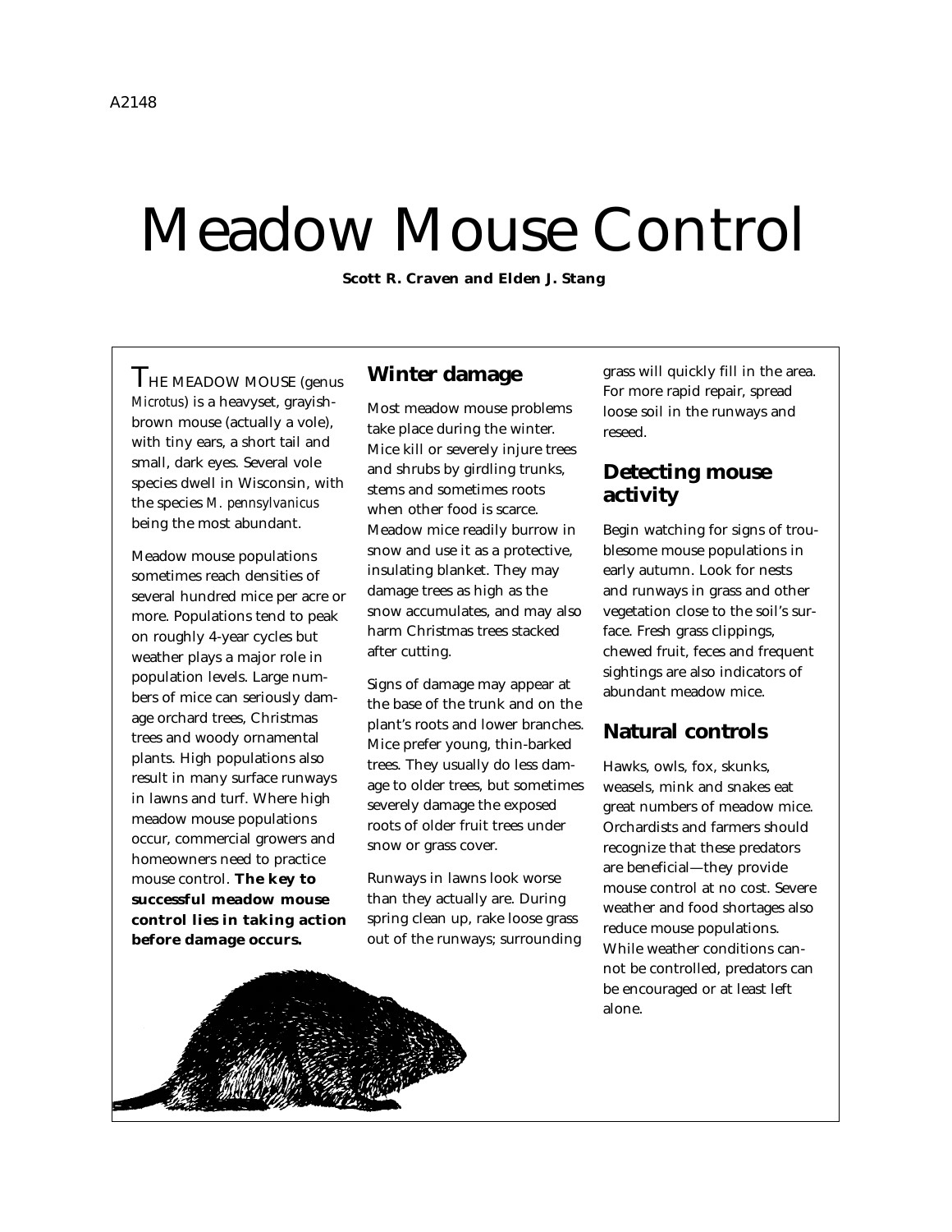A2148

# Meadow Mouse Control

**Scott R. Craven and Elden J. Stang**

THE MEADOW MOUSE (genus *Microtus*) is a heavyset, grayish-brown mouse (actually a vole), with tiny ears, a short tail and small, dark eyes. Several vole species dwell in Wisconsin, with the species *M. pennsylvanicus* being the most abundant.

Meadow mouse populations sometimes reach densities of several hundred mice per acre or more. Populations tend to peak on roughly 4-year cycles but weather plays a major role in population levels. Large numbers of mice can seriously damage orchard trees, Christmas trees and woody ornamental plants. High populations also result in many surface runways in lawns and turf. Where high meadow mouse populations occur, commercial growers and homeowners need to practice mouse control. **The key to successful meadow mouse control lies in taking action before damage occurs.**

## Winter damage

Most meadow mouse problems take place during the winter. Mice kill or severely injure trees and shrubs by girdling trunks, stems and sometimes roots when other food is scarce. Meadow mice readily burrow in snow and use it as a protective, insulating blanket. They may damage trees as high as the snow accumulates, and may also harm Christmas trees stacked after cutting.

Signs of damage may appear at the base of the trunk and on the plant's roots and lower branches. Mice prefer young, thin-barked trees. They usually do less damage to older trees, but sometimes severely damage the exposed roots of older fruit trees under snow or grass cover.

Runways in lawns look worse than they actually are. During spring clean up, rake loose grass out of the runways; surrounding grass will quickly fill in the area. For more rapid repair, spread loose soil in the runways and reseed.

## Detecting mouse activity

Begin watching for signs of troublesome mouse populations in early autumn. Look for nests and runways in grass and other vegetation close to the soil's surface. Fresh grass clippings, chewed fruit, feces and frequent sightings are also indicators of abundant meadow mice.

## Natural controls

Hawks, owls, fox, skunks, weasels, mink and snakes eat great numbers of meadow mice. Orchardists and farmers should recognize that these predators are beneficial—they provide mouse control at no cost. Severe weather and food shortages also reduce mouse populations. While weather conditions cannot be controlled, predators can be encouraged or at least left alone.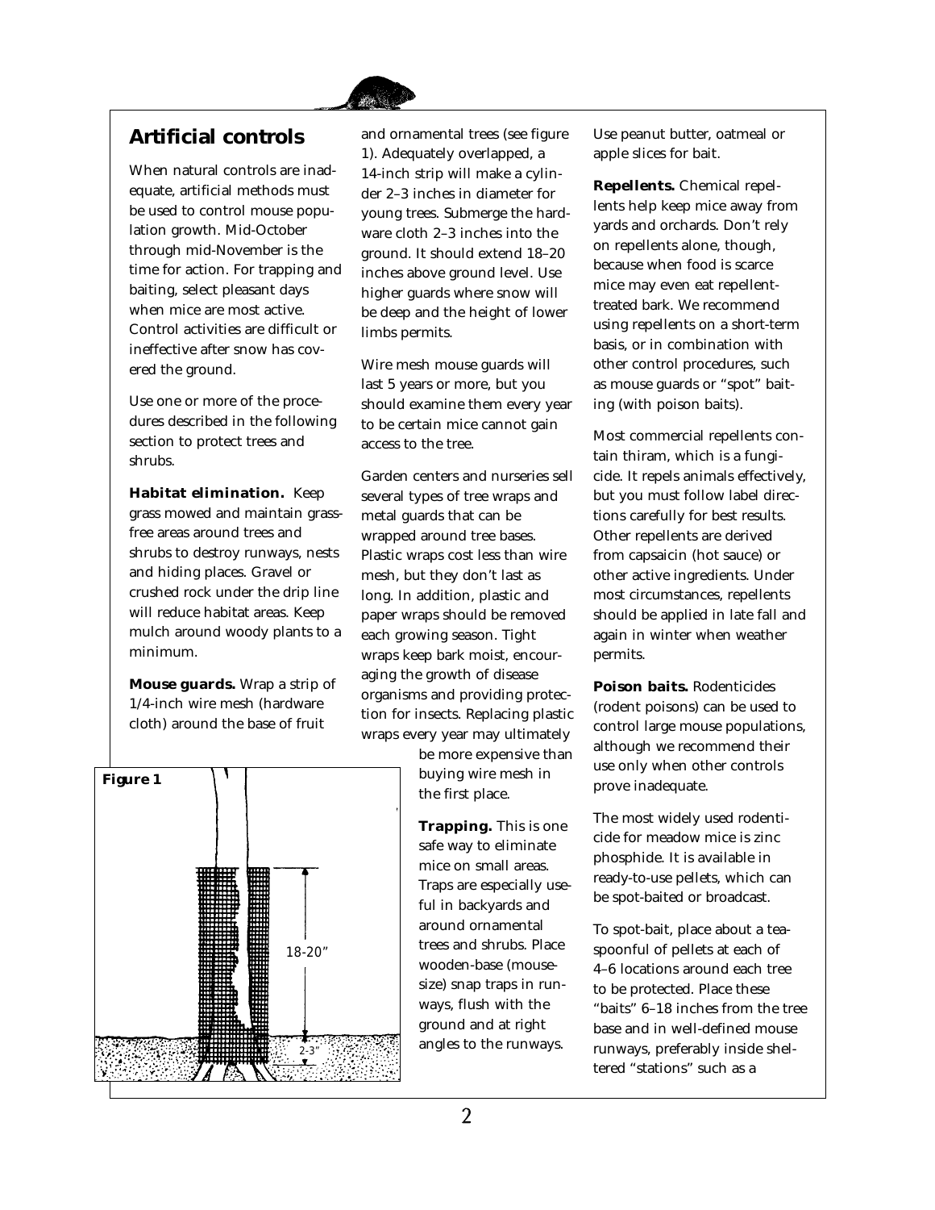## Artificial controls

When natural controls are inadequate, artificial methods must be used to control mouse population growth. Mid-October through mid-November is the time for action. For trapping and baiting, select pleasant days when mice are most active. Control activities are difficult or ineffective after snow has covered the ground.

Use one or more of the procedures described in the following section to protect trees and shrubs.

**Habitat elimination.** Keep grass mowed and maintain grass-free areas around trees and shrubs to destroy runways, nests and hiding places. Gravel or crushed rock under the drip line will reduce habitat areas. Keep mulch around woody plants to a minimum.

**Mouse guards.** Wrap a strip of 1/4-inch wire mesh (hardware cloth) around the base of fruit and ornamental trees (see figure 1). Adequately overlapped, a 14-inch strip will make a cylinder 2–3 inches in diameter for young trees. Submerge the hardware cloth 2–3 inches into the ground. It should extend 18–20 inches above ground level. Use higher guards where snow will be deep and the height of lower limbs permits.

Wire mesh mouse guards will last 5 years or more, but you should examine them every year to be certain mice cannot gain access to the tree.

Garden centers and nurseries sell several types of tree wraps and metal guards that can be wrapped around tree bases. Plastic wraps cost less than wire mesh, but they don't last as long. In addition, plastic and paper wraps should be removed each growing season. Tight wraps keep bark moist, encouraging the growth of disease organisms and providing protection for insects. Replacing plastic wraps every year may ultimately be more expensive than buying wire mesh in the first place.

**Figure 1**

18-20"

2-3"

**Trapping.** This is one safe way to eliminate mice on small areas. Traps are especially useful in backyards and around ornamental trees and shrubs. Place wooden-base (mouse-size) snap traps in runways, flush with the ground and at right angles to the runways. Use peanut butter, oatmeal or apple slices for bait.

**Repellents.** Chemical repellents help keep mice away from yards and orchards. Don't rely on repellents alone, though, because when food is scarce mice may even eat repellent-treated bark. We recommend using repellents on a short-term basis, or in combination with other control procedures, such as mouse guards or "spot" baiting (with poison baits).

Most commercial repellents contain thiram, which is a fungicide. It repels animals effectively, but you must follow label directions carefully for best results. Other repellents are derived from capsaicin (hot sauce) or other active ingredients. Under most circumstances, repellents should be applied in late fall and again in winter when weather permits.

**Poison baits.** Rodenticides (rodent poisons) can be used to control large mouse populations, although we recommend their use only when other controls prove inadequate.

The most widely used rodenticide for meadow mice is zinc phosphide. It is available in ready-to-use pellets, which can be spot-baited or broadcast.

To spot-bait, place about a teaspoonful of pellets at each of 4–6 locations around each tree to be protected. Place these "baits" 6–18 inches from the tree base and in well-defined mouse runways, preferably inside sheltered "stations" such as a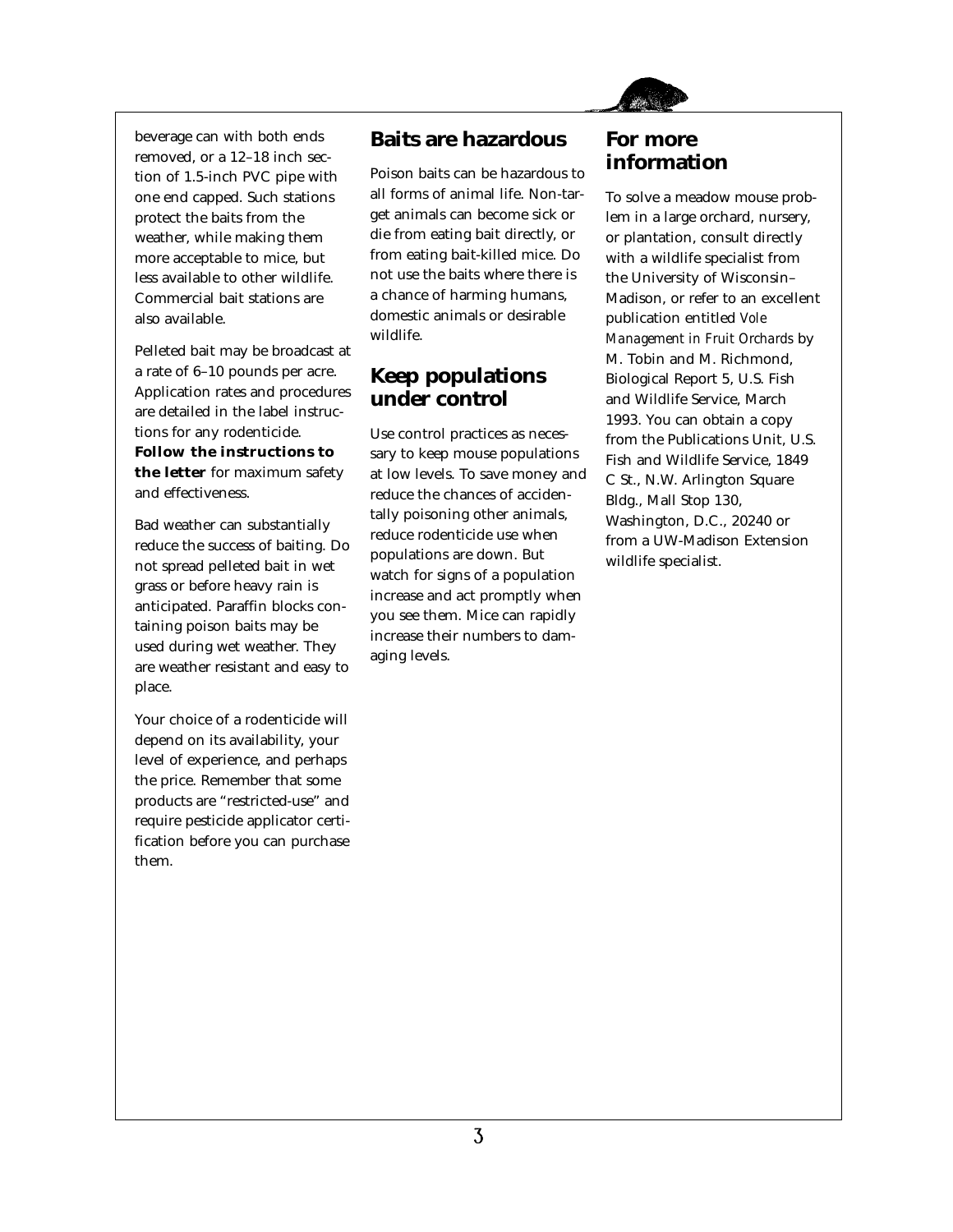beverage can with both ends removed, or a 12–18 inch section of 1.5-inch PVC pipe with one end capped. Such stations protect the baits from the weather, while making them more acceptable to mice, but less available to other wildlife. Commercial bait stations are also available.

Pelleted bait may be broadcast at a rate of 6–10 pounds per acre. Application rates and procedures are detailed in the label instructions for any rodenticide. **Follow the instructions to the letter** for maximum safety and effectiveness.

Bad weather can substantially reduce the success of baiting. Do not spread pelleted bait in wet grass or before heavy rain is anticipated. Paraffin blocks containing poison baits may be used during wet weather. They are weather resistant and easy to place.

Your choice of a rodenticide will depend on its availability, your level of experience, and perhaps the price. Remember that some products are "restricted-use" and require pesticide applicator certification before you can purchase them.

## Baits are hazardous

Poison baits can be hazardous to all forms of animal life. Non-target animals can become sick or die from eating bait directly, or from eating bait-killed mice. Do not use the baits where there is a chance of harming humans, domestic animals or desirable wildlife.

## Keep populations under control

Use control practices as necessary to keep mouse populations at low levels. To save money and reduce the chances of accidentally poisoning other animals, reduce rodenticide use when populations are down. But watch for signs of a population increase and act promptly when you see them. Mice can rapidly increase their numbers to damaging levels.

## For more information

To solve a meadow mouse problem in a large orchard, nursery, or plantation, consult directly with a wildlife specialist from the University of Wisconsin–Madison, or refer to an excellent publication entitled *Vole Management in Fruit Orchards* by M. Tobin and M. Richmond, Biological Report 5, U.S. Fish and Wildlife Service, March 1993. You can obtain a copy from the Publications Unit, U.S. Fish and Wildlife Service, 1849 C St., N.W. Arlington Square Bldg., Mall Stop 130, Washington, D.C., 20240 or from a UW-Madison Extension wildlife specialist.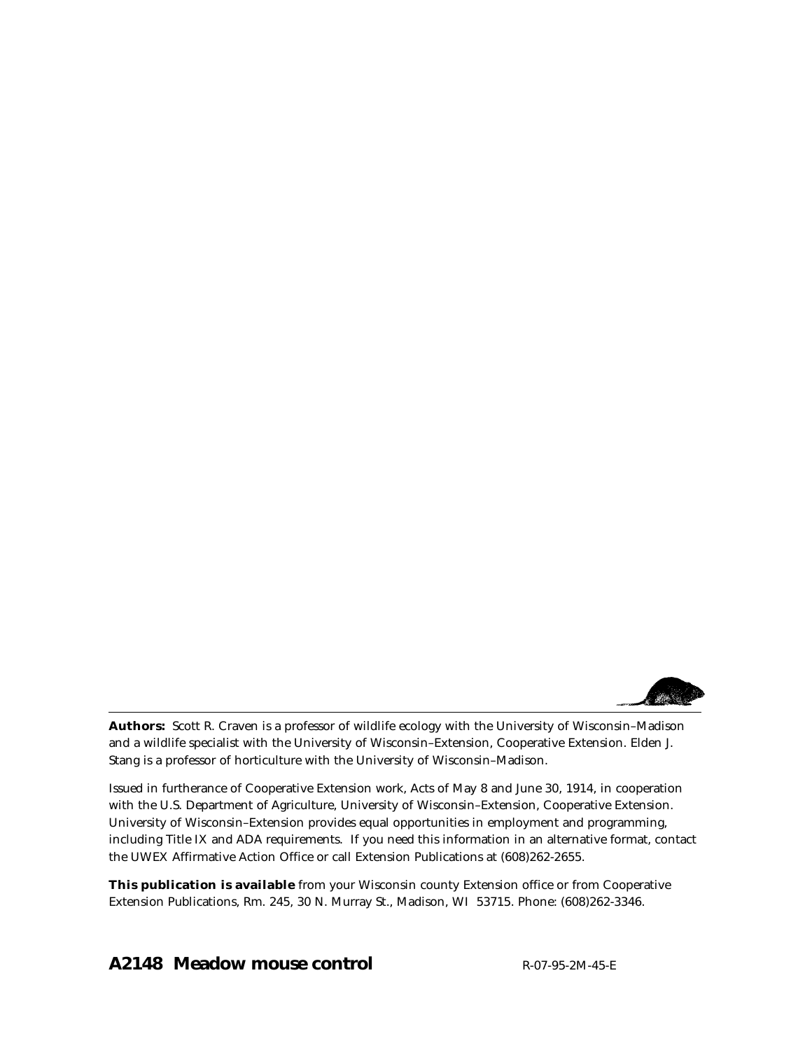**Authors:** Scott R. Craven is a professor of wildlife ecology with the University of Wisconsin–Madison and a wildlife specialist with the University of Wisconsin–Extension, Cooperative Extension. Elden J. Stang is a professor of horticulture with the University of Wisconsin–Madison.

Issued in furtherance of Cooperative Extension work, Acts of May 8 and June 30, 1914, in cooperation with the U.S. Department of Agriculture, University of Wisconsin–Extension, Cooperative Extension. University of Wisconsin–Extension provides equal opportunities in employment and programming, including Title IX and ADA requirements. If you need this information in an alternative format, contact the UWEX Affirmative Action Office or call Extension Publications at (608)262-2655.

**This publication is available** from your Wisconsin county Extension office or from Cooperative Extension Publications, Rm. 245, 30 N. Murray St., Madison, WI 53715. Phone: (608)262-3346.

**A2148 Meadow mouse control** R-07-95-2M-45-E